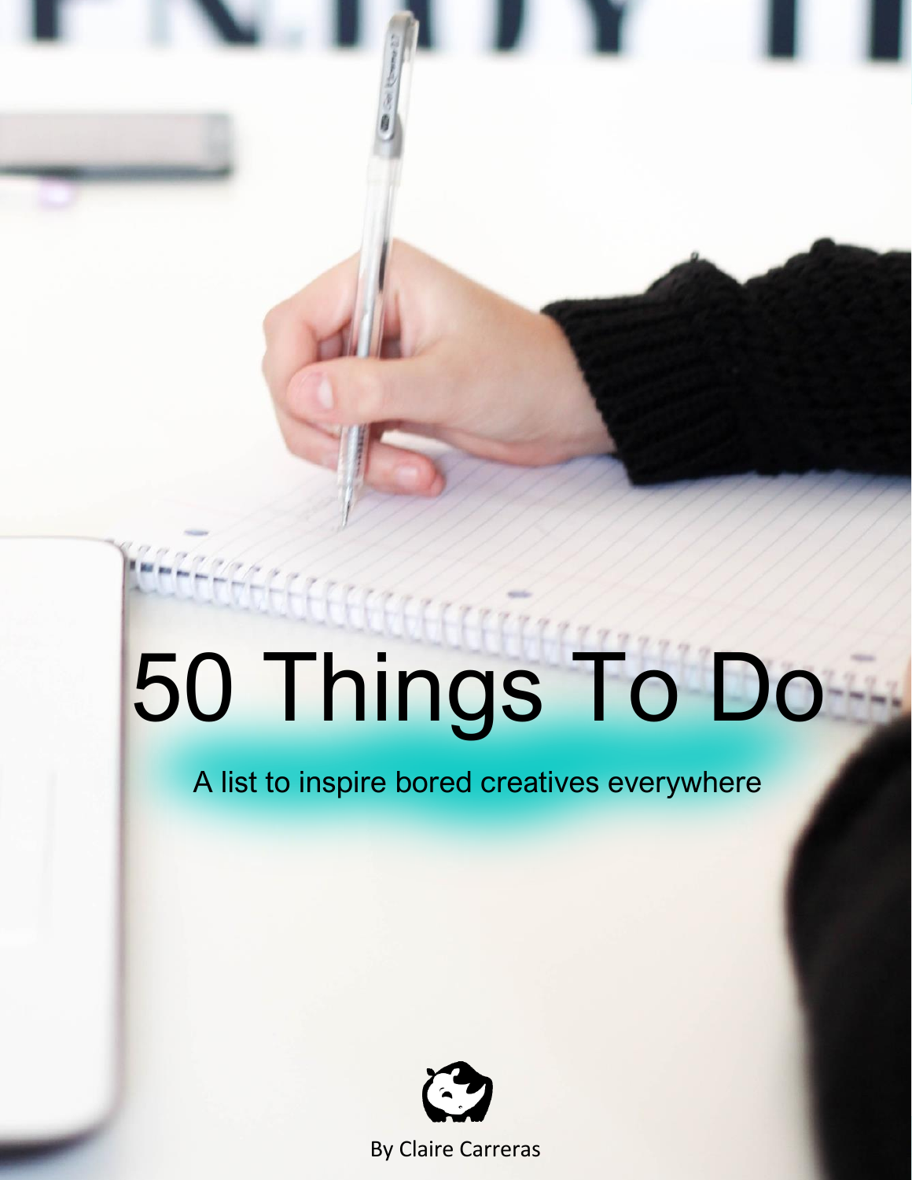# 50 Things To Do

A list to inspire bored creatives everywhere

By Claire Carreras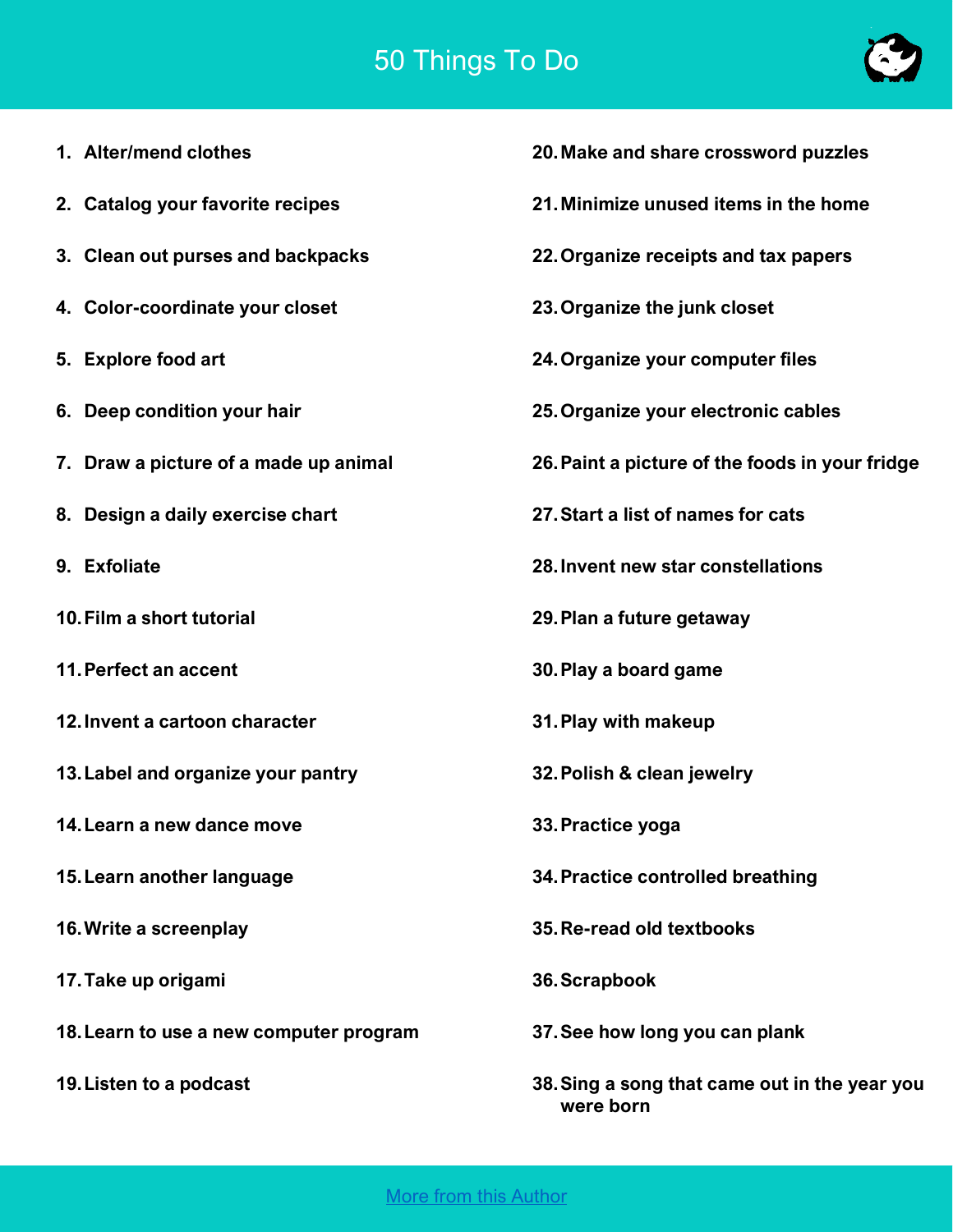# 50 Things To Do

1. Alter/mend clothes
2. Catalog your favorite recipes
3. Clean out purses and backpacks
4. Color-coordinate your closet
5. Explore food art
6. Deep condition your hair
7. Draw a picture of a made up animal
8. Design a daily exercise chart
9. Exfoliate
10. Film a short tutorial
11. Perfect an accent
12. Invent a cartoon character
13. Label and organize your pantry
14. Learn a new dance move
15. Learn another language
16. Write a screenplay
17. Take up origami
18. Learn to use a new computer program
19. Listen to a podcast
20. Make and share crossword puzzles
21. Minimize unused items in the home
22. Organize receipts and tax papers
23. Organize the junk closet
24. Organize your computer files
25. Organize your electronic cables
26. Paint a picture of the foods in your fridge
27. Start a list of names for cats
28. Invent new star constellations
29. Plan a future getaway
30. Play a board game
31. Play with makeup
32. Polish & clean jewelry
33. Practice yoga
34. Practice controlled breathing
35. Re-read old textbooks
36. Scrapbook
37. See how long you can plank
38. Sing a song that came out in the year you were born

More from this Author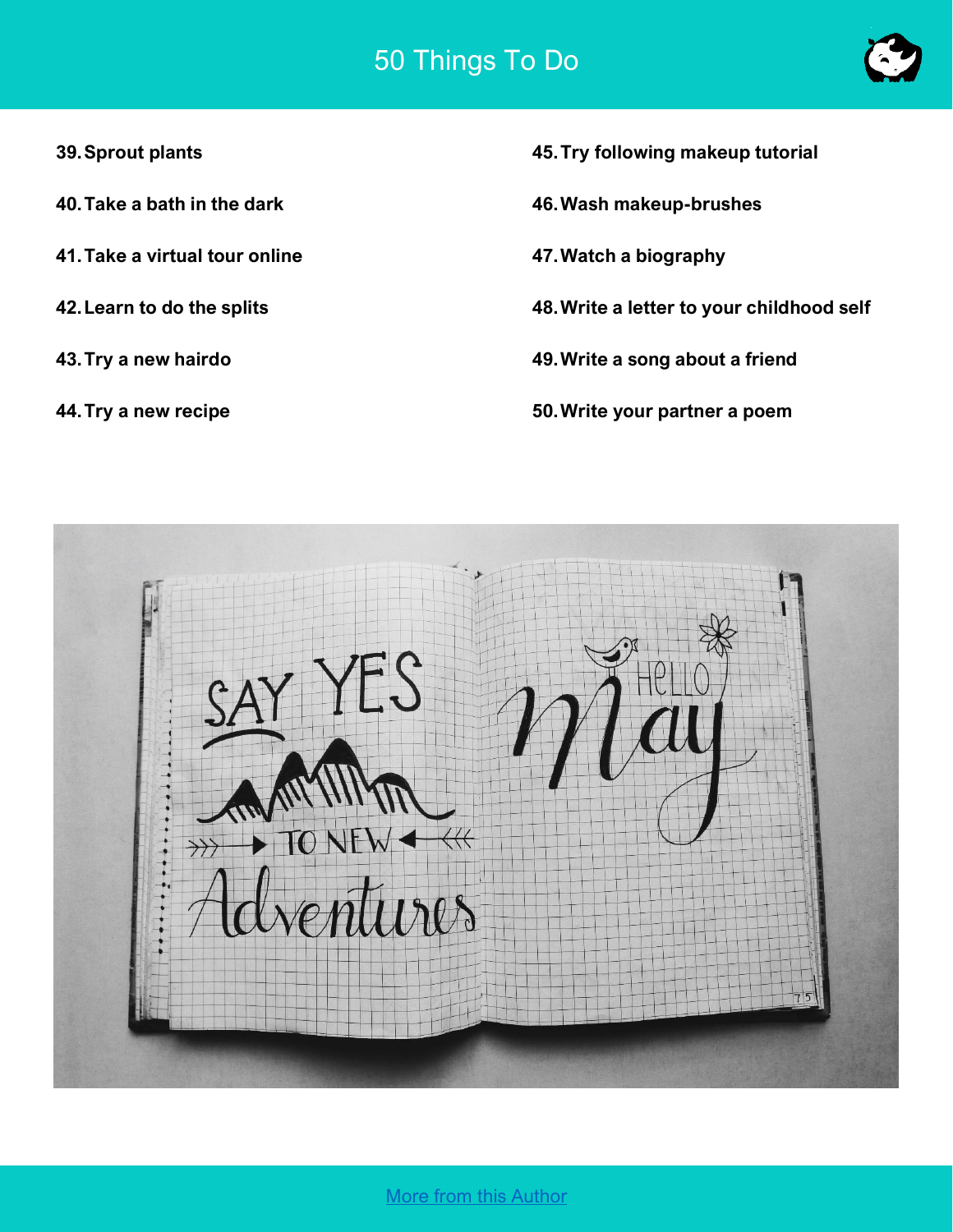39. Sprout plants
40. Take a bath in the dark
41. Take a virtual tour online
42. Learn to do the splits
43. Try a new hairdo
44. Try a new recipe
45. Try following makeup tutorial
46. Wash makeup-brushes
47. Watch a biography
48. Write a letter to your childhood self
49. Write a song about a friend
50. Write your partner a poem

[More from this Author]